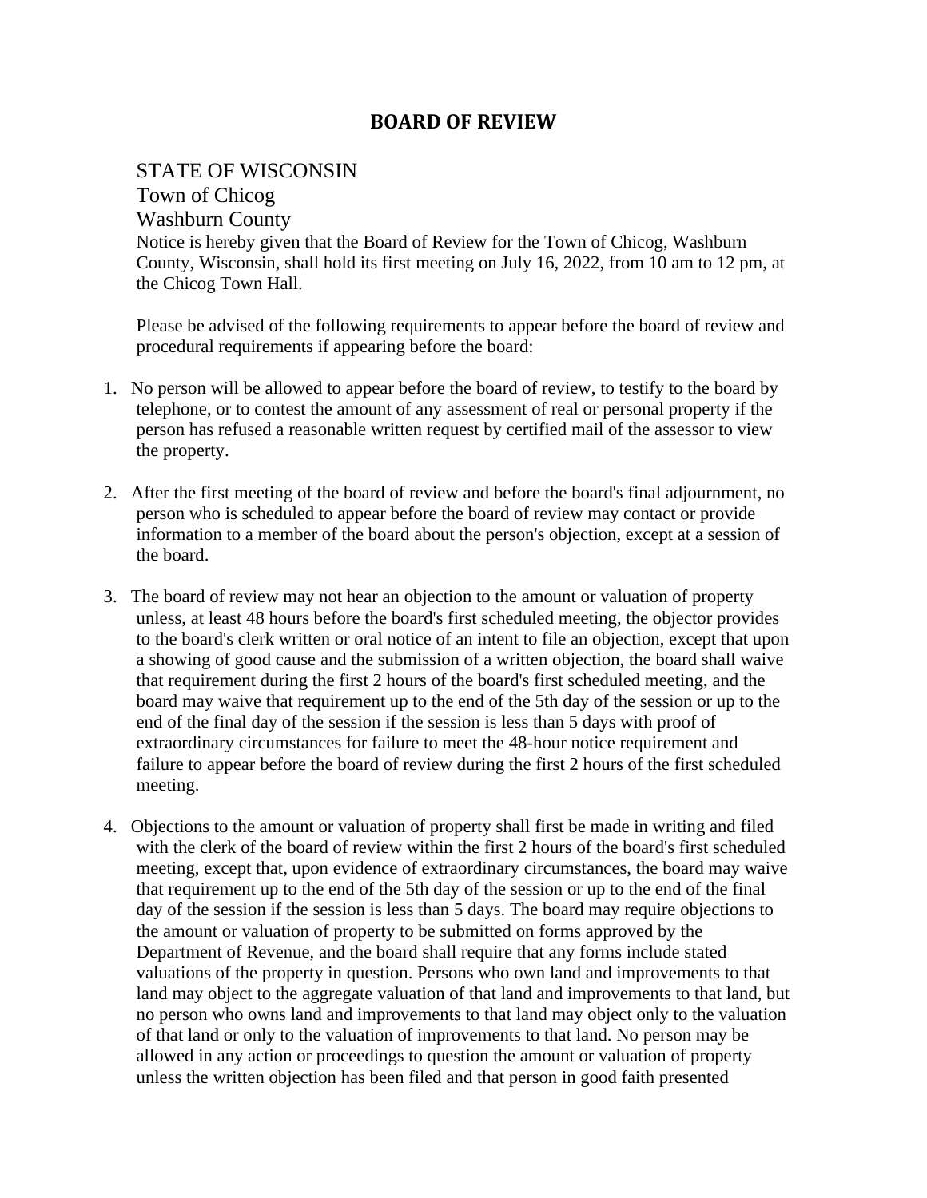# BOARD OF REVIEW

STATE OF WISCONSIN
Town of Chicog
Washburn County

Notice is hereby given that the Board of Review for the Town of Chicog, Washburn County, Wisconsin, shall hold its first meeting on July 16, 2022, from 10 am to 12 pm, at the Chicog Town Hall.

Please be advised of the following requirements to appear before the board of review and procedural requirements if appearing before the board:

1. No person will be allowed to appear before the board of review, to testify to the board by telephone, or to contest the amount of any assessment of real or personal property if the person has refused a reasonable written request by certified mail of the assessor to view the property.

2. After the first meeting of the board of review and before the board's final adjournment, no person who is scheduled to appear before the board of review may contact or provide information to a member of the board about the person's objection, except at a session of the board.

3. The board of review may not hear an objection to the amount or valuation of property unless, at least 48 hours before the board's first scheduled meeting, the objector provides to the board's clerk written or oral notice of an intent to file an objection, except that upon a showing of good cause and the submission of a written objection, the board shall waive that requirement during the first 2 hours of the board's first scheduled meeting, and the board may waive that requirement up to the end of the 5th day of the session or up to the end of the final day of the session if the session is less than 5 days with proof of extraordinary circumstances for failure to meet the 48-hour notice requirement and failure to appear before the board of review during the first 2 hours of the first scheduled meeting.

4. Objections to the amount or valuation of property shall first be made in writing and filed with the clerk of the board of review within the first 2 hours of the board's first scheduled meeting, except that, upon evidence of extraordinary circumstances, the board may waive that requirement up to the end of the 5th day of the session or up to the end of the final day of the session if the session is less than 5 days. The board may require objections to the amount or valuation of property to be submitted on forms approved by the Department of Revenue, and the board shall require that any forms include stated valuations of the property in question. Persons who own land and improvements to that land may object to the aggregate valuation of that land and improvements to that land, but no person who owns land and improvements to that land may object only to the valuation of that land or only to the valuation of improvements to that land. No person may be allowed in any action or proceedings to question the amount or valuation of property unless the written objection has been filed and that person in good faith presented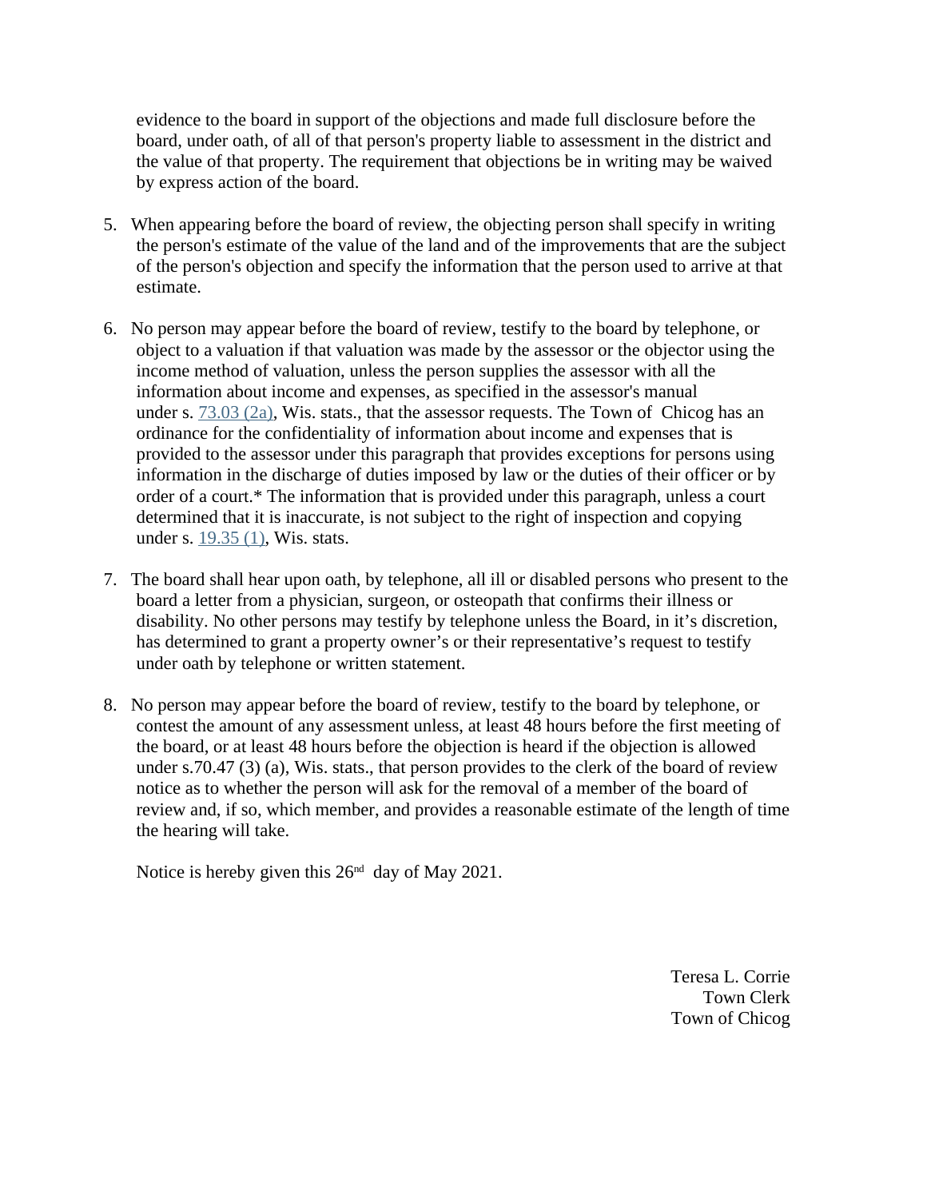evidence to the board in support of the objections and made full disclosure before the board, under oath, of all of that person's property liable to assessment in the district and the value of that property. The requirement that objections be in writing may be waived by express action of the board.

5. When appearing before the board of review, the objecting person shall specify in writing the person's estimate of the value of the land and of the improvements that are the subject of the person's objection and specify the information that the person used to arrive at that estimate.

6. No person may appear before the board of review, testify to the board by telephone, or object to a valuation if that valuation was made by the assessor or the objector using the income method of valuation, unless the person supplies the assessor with all the information about income and expenses, as specified in the assessor's manual under s. 73.03 (2a), Wis. stats., that the assessor requests. The Town of Chicog has an ordinance for the confidentiality of information about income and expenses that is provided to the assessor under this paragraph that provides exceptions for persons using information in the discharge of duties imposed by law or the duties of their officer or by order of a court.* The information that is provided under this paragraph, unless a court determined that it is inaccurate, is not subject to the right of inspection and copying under s. 19.35 (1), Wis. stats.

7. The board shall hear upon oath, by telephone, all ill or disabled persons who present to the board a letter from a physician, surgeon, or osteopath that confirms their illness or disability. No other persons may testify by telephone unless the Board, in it's discretion, has determined to grant a property owner's or their representative's request to testify under oath by telephone or written statement.

8. No person may appear before the board of review, testify to the board by telephone, or contest the amount of any assessment unless, at least 48 hours before the first meeting of the board, or at least 48 hours before the objection is heard if the objection is allowed under s.70.47 (3) (a), Wis. stats., that person provides to the clerk of the board of review notice as to whether the person will ask for the removal of a member of the board of review and, if so, which member, and provides a reasonable estimate of the length of time the hearing will take.

Notice is hereby given this 26nd day of May 2021.

Teresa L. Corrie
Town Clerk
Town of Chicog